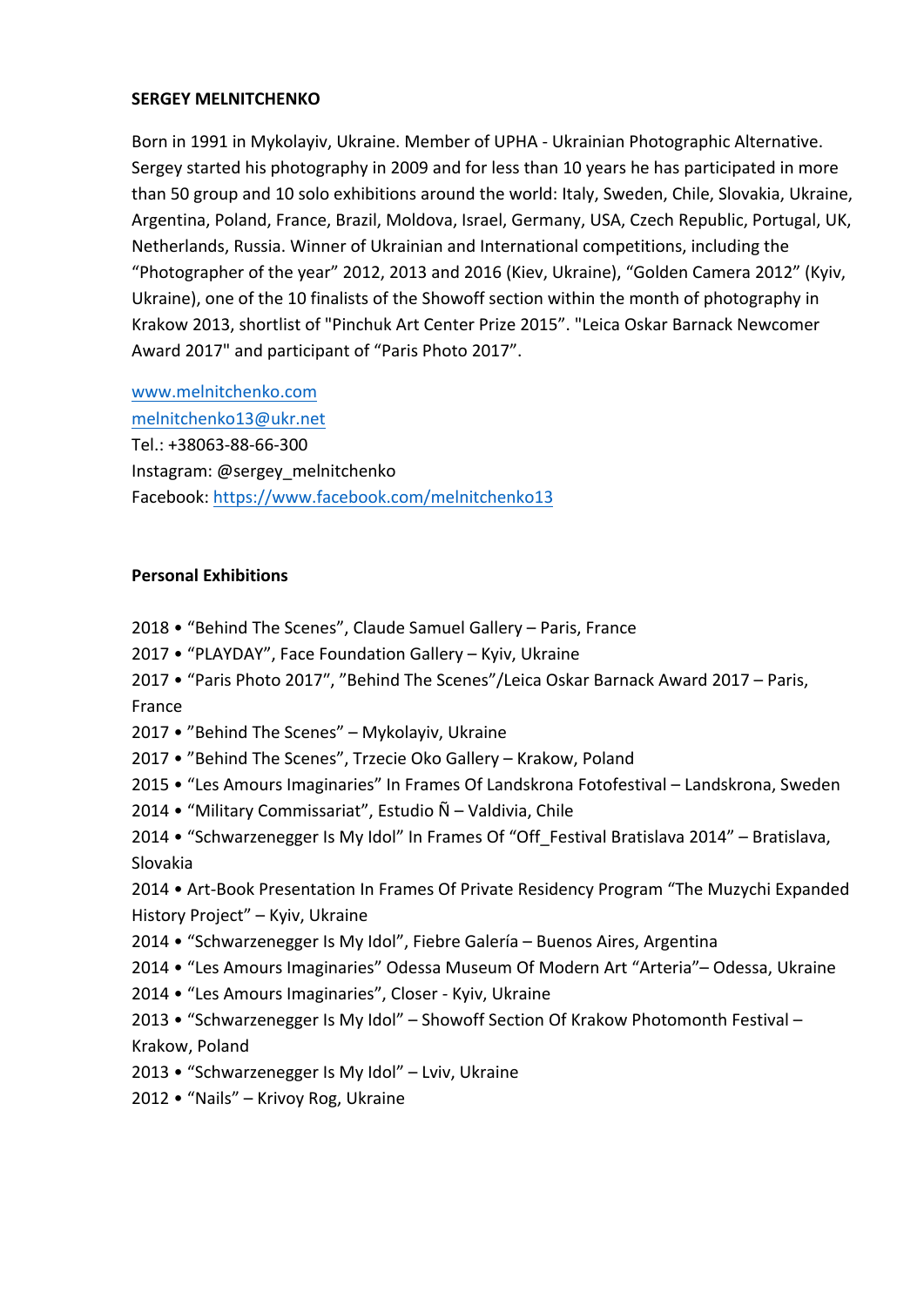**SERGEY MELNITCHENKO**

Born in 1991 in Mykolayiv, Ukraine. Member of UPHA - Ukrainian Photographic Alternative. Sergey started his photography in 2009 and for less than 10 years he has participated in more than 50 group and 10 solo exhibitions around the world: Italy, Sweden, Chile, Slovakia, Ukraine, Argentina, Poland, France, Brazil, Moldova, Israel, Germany, USA, Czech Republic, Portugal, UK, Netherlands, Russia. Winner of Ukrainian and International competitions, including the "Photographer of the year" 2012, 2013 and 2016 (Kiev, Ukraine), "Golden Camera 2012" (Kyiv, Ukraine), one of the 10 finalists of the Showoff section within the month of photography in Krakow 2013, shortlist of "Pinchuk Art Center Prize 2015". "Leica Oskar Barnack Newcomer Award 2017" and participant of "Paris Photo 2017".

www.melnitchenko.com
melnitchenko13@ukr.net
Tel.: +38063-88-66-300
Instagram: @sergey_melnitchenko
Facebook: https://www.facebook.com/melnitchenko13

**Personal Exhibitions**

2018 • "Behind The Scenes", Claude Samuel Gallery – Paris, France
2017 • "PLAYDAY", Face Foundation Gallery – Kyiv, Ukraine
2017 • "Paris Photo 2017", "Behind The Scenes"/Leica Oskar Barnack Award 2017 – Paris, France
2017 • "Behind The Scenes" – Mykolayiv, Ukraine
2017 • "Behind The Scenes", Trzecie Oko Gallery – Krakow, Poland
2015 • "Les Amours Imaginaries" In Frames Of Landskrona Fotofestival – Landskrona, Sweden
2014 • "Military Commissariat", Estudio Ñ – Valdivia, Chile
2014 • "Schwarzenegger Is My Idol" In Frames Of "Off_Festival Bratislava 2014" – Bratislava, Slovakia
2014 • Art-Book Presentation In Frames Of Private Residency Program "The Muzychi Expanded History Project" – Kyiv, Ukraine
2014 • "Schwarzenegger Is My Idol", Fiebre Galería – Buenos Aires, Argentina
2014 • "Les Amours Imaginaries" Odessa Museum Of Modern Art "Arteria"– Odessa, Ukraine
2014 • "Les Amours Imaginaries", Closer - Kyiv, Ukraine
2013 • "Schwarzenegger Is My Idol" – Showoff Section Of Krakow Photomonth Festival – Krakow, Poland
2013 • "Schwarzenegger Is My Idol" – Lviv, Ukraine
2012 • "Nails" – Krivoy Rog, Ukraine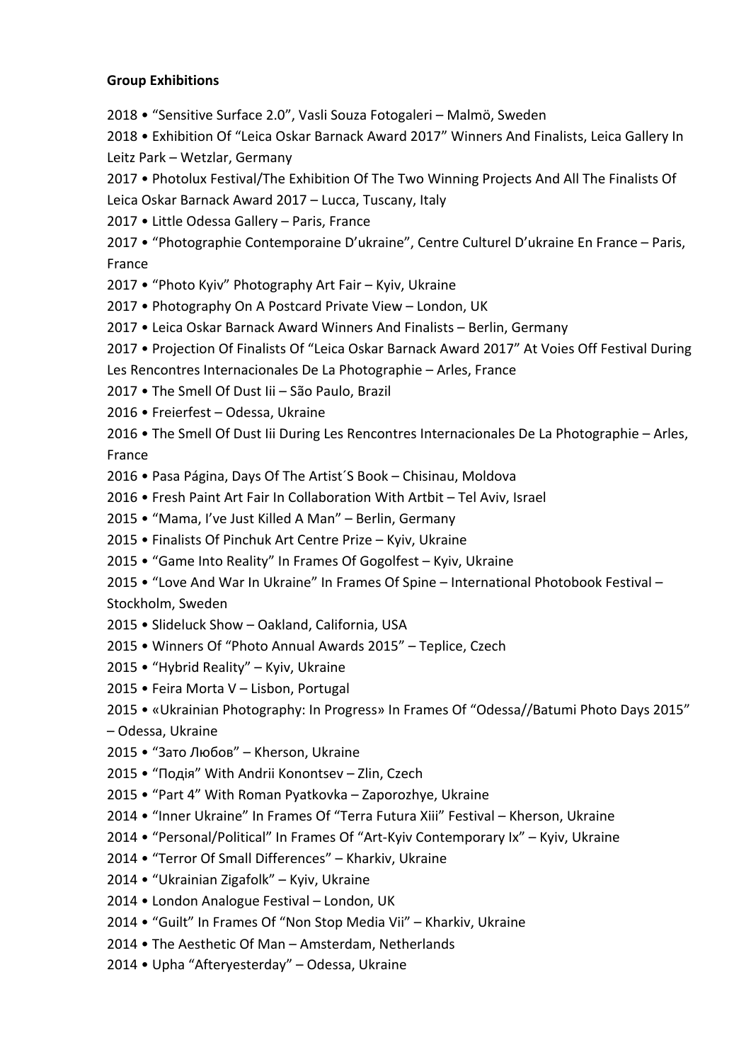**Group Exhibitions**

2018 • "Sensitive Surface 2.0", Vasli Souza Fotogaleri – Malmö, Sweden

2018 • Exhibition Of "Leica Oskar Barnack Award 2017" Winners And Finalists, Leica Gallery In Leitz Park – Wetzlar, Germany

2017 • Photolux Festival/The Exhibition Of The Two Winning Projects And All The Finalists Of Leica Oskar Barnack Award 2017 – Lucca, Tuscany, Italy

2017 • Little Odessa Gallery – Paris, France

2017 • "Photographie Contemporaine D'ukraine", Centre Culturel D'ukraine En France – Paris, France

2017 • "Photo Kyiv" Photography Art Fair – Kyiv, Ukraine

2017 • Photography On A Postcard Private View – London, UK

2017 • Leica Oskar Barnack Award Winners And Finalists – Berlin, Germany

2017 • Projection Of Finalists Of "Leica Oskar Barnack Award 2017" At Voies Off Festival During Les Rencontres Internacionales De La Photographie – Arles, France

2017 • The Smell Of Dust Iii – São Paulo, Brazil

2016 • Freierfest – Odessa, Ukraine

2016 • The Smell Of Dust Iii During Les Rencontres Internacionales De La Photographie – Arles, France

2016 • Pasa Página, Days Of The Artist´S Book – Chisinau, Moldova

2016 • Fresh Paint Art Fair In Collaboration With Artbit – Tel Aviv, Israel

2015 • "Mama, I've Just Killed A Man" – Berlin, Germany

2015 • Finalists Of Pinchuk Art Centre Prize – Kyiv, Ukraine

2015 • "Game Into Reality" In Frames Of Gogolfest – Kyiv, Ukraine

2015 • "Love And War In Ukraine" In Frames Of Spine – International Photobook Festival – Stockholm, Sweden

2015 • Slideluck Show – Oakland, California, USA

2015 • Winners Of "Photo Annual Awards 2015" – Teplice, Czech

2015 • "Hybrid Reality" – Kyiv, Ukraine

2015 • Feira Morta V – Lisbon, Portugal

2015 • «Ukrainian Photography: In Progress» In Frames Of "Odessa//Batumi Photo Days 2015" – Odessa, Ukraine

2015 • "Зато Любов" – Kherson, Ukraine

2015 • "Подія" With Andrii Konontsev – Zlin, Czech

2015 • "Part 4" With Roman Pyatkovka – Zaporozhye, Ukraine

2014 • "Inner Ukraine" In Frames Of "Terra Futura Xiii" Festival – Kherson, Ukraine

2014 • "Personal/Political" In Frames Of "Art-Kyiv Contemporary Ix" – Kyiv, Ukraine

2014 • "Terror Of Small Differences" – Kharkiv, Ukraine

2014 • "Ukrainian Zigafolk" – Kyiv, Ukraine

2014 • London Analogue Festival – London, UK

2014 • "Guilt" In Frames Of "Non Stop Media Vii" – Kharkiv, Ukraine

2014 • The Aesthetic Of Man – Amsterdam, Netherlands

2014 • Upha "Afteryesterday" – Odessa, Ukraine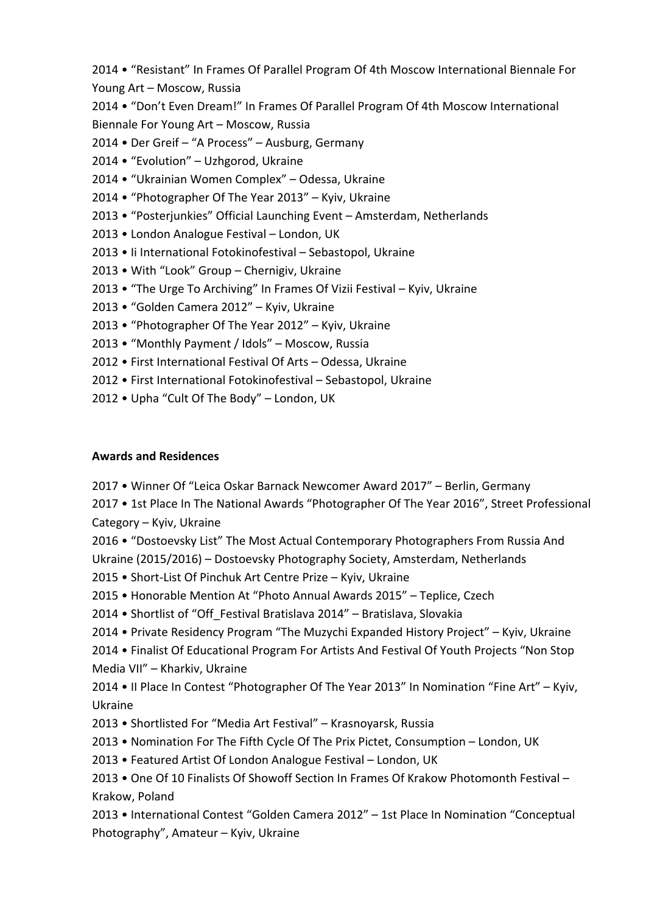2014 • "Resistant" In Frames Of Parallel Program Of 4th Moscow International Biennale For Young Art – Moscow, Russia
2014 • "Don't Even Dream!" In Frames Of Parallel Program Of 4th Moscow International Biennale For Young Art – Moscow, Russia
2014 • Der Greif – "A Process" – Ausburg, Germany
2014 • "Evolution" – Uzhgorod, Ukraine
2014 • "Ukrainian Women Complex" – Odessa, Ukraine
2014 • "Photographer Of The Year 2013" – Kyiv, Ukraine
2013 • "Posterjunkies" Official Launching Event – Amsterdam, Netherlands
2013 • London Analogue Festival – London, UK
2013 • Ii International Fotokinofestival – Sebastopol, Ukraine
2013 • With "Look" Group – Chernigiv, Ukraine
2013 • "The Urge To Archiving" In Frames Of Vizii Festival – Kyiv, Ukraine
2013 • "Golden Camera 2012" – Kyiv, Ukraine
2013 • "Photographer Of The Year 2012" – Kyiv, Ukraine
2013 • "Monthly Payment / Idols" – Moscow, Russia
2012 • First International Festival Of Arts – Odessa, Ukraine
2012 • First International Fotokinofestival – Sebastopol, Ukraine
2012 • Upha "Cult Of The Body" – London, UK

**Awards and Residences**

2017 • Winner Of "Leica Oskar Barnack Newcomer Award 2017" – Berlin, Germany
2017 • 1st Place In The National Awards "Photographer Of The Year 2016", Street Professional Category – Kyiv, Ukraine
2016 • "Dostoevsky List" The Most Actual Contemporary Photographers From Russia And Ukraine (2015/2016) – Dostoevsky Photography Society, Amsterdam, Netherlands
2015 • Short-List Of Pinchuk Art Centre Prize – Kyiv, Ukraine
2015 • Honorable Mention At "Photo Annual Awards 2015" – Teplice, Czech
2014 • Shortlist of "Off_Festival Bratislava 2014" – Bratislava, Slovakia
2014 • Private Residency Program "The Muzychi Expanded History Project" – Kyiv, Ukraine
2014 • Finalist Of Educational Program For Artists And Festival Of Youth Projects "Non Stop Media VII" – Kharkiv, Ukraine
2014 • II Place In Contest "Photographer Of The Year 2013" In Nomination "Fine Art" – Kyiv, Ukraine
2013 • Shortlisted For "Media Art Festival" – Krasnoyarsk, Russia
2013 • Nomination For The Fifth Cycle Of The Prix Pictet, Consumption – London, UK
2013 • Featured Artist Of London Analogue Festival – London, UK
2013 • One Of 10 Finalists Of Showoff Section In Frames Of Krakow Photomonth Festival – Krakow, Poland
2013 • International Contest "Golden Camera 2012" – 1st Place In Nomination "Conceptual Photography", Amateur – Kyiv, Ukraine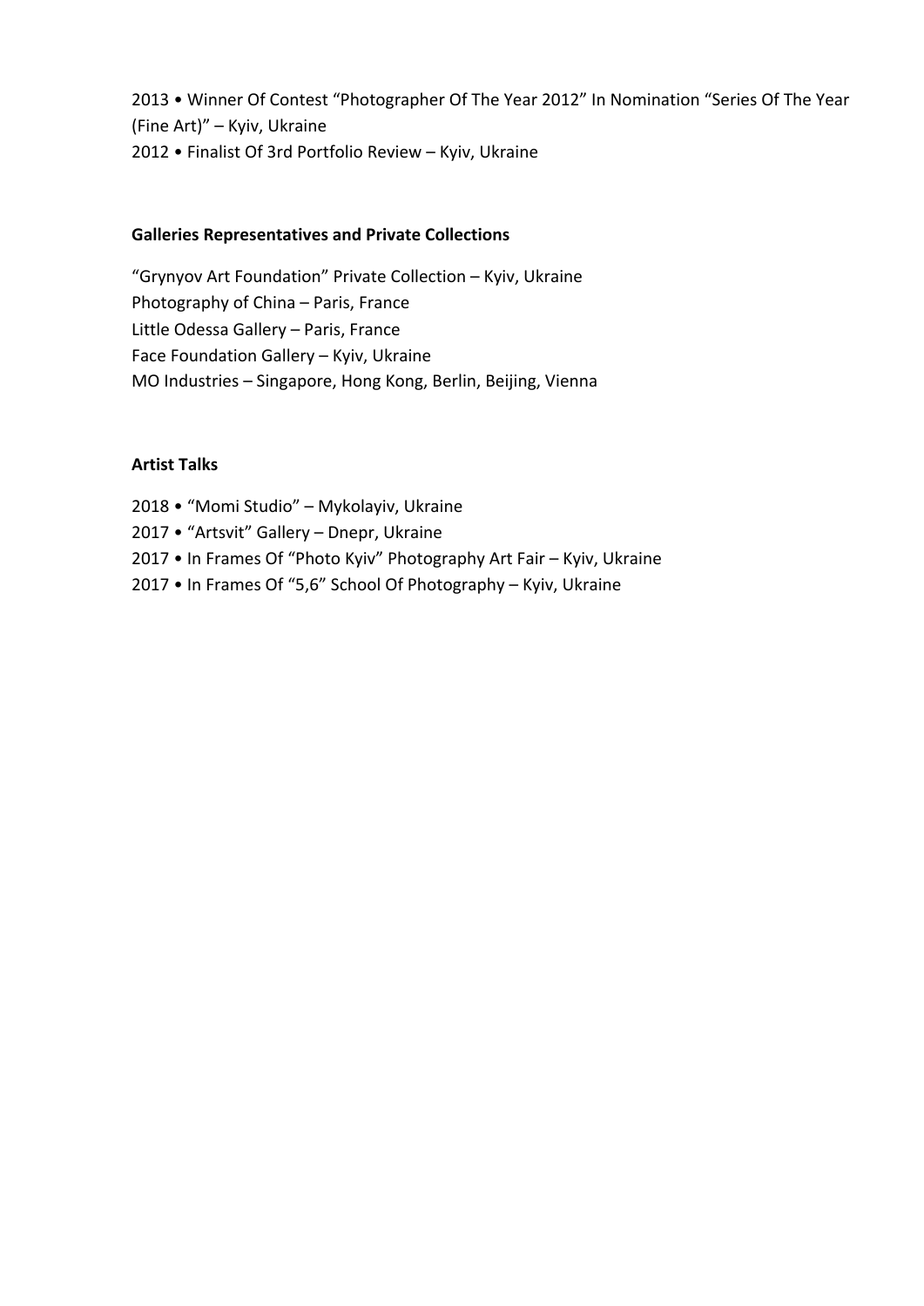2013 • Winner Of Contest “Photographer Of The Year 2012” In Nomination “Series Of The Year (Fine Art)” – Kyiv, Ukraine
2012 • Finalist Of 3rd Portfolio Review – Kyiv, Ukraine

**Galleries Representatives and Private Collections**

“Grynyov Art Foundation” Private Collection – Kyiv, Ukraine
Photography of China – Paris, France
Little Odessa Gallery – Paris, France
Face Foundation Gallery – Kyiv, Ukraine
MO Industries – Singapore, Hong Kong, Berlin, Beijing, Vienna

**Artist Talks**

2018 • “Momi Studio” – Mykolayiv, Ukraine
2017 • “Artsvit” Gallery – Dnepr, Ukraine
2017 • In Frames Of “Photo Kyiv” Photography Art Fair – Kyiv, Ukraine
2017 • In Frames Of “5,6” School Of Photography – Kyiv, Ukraine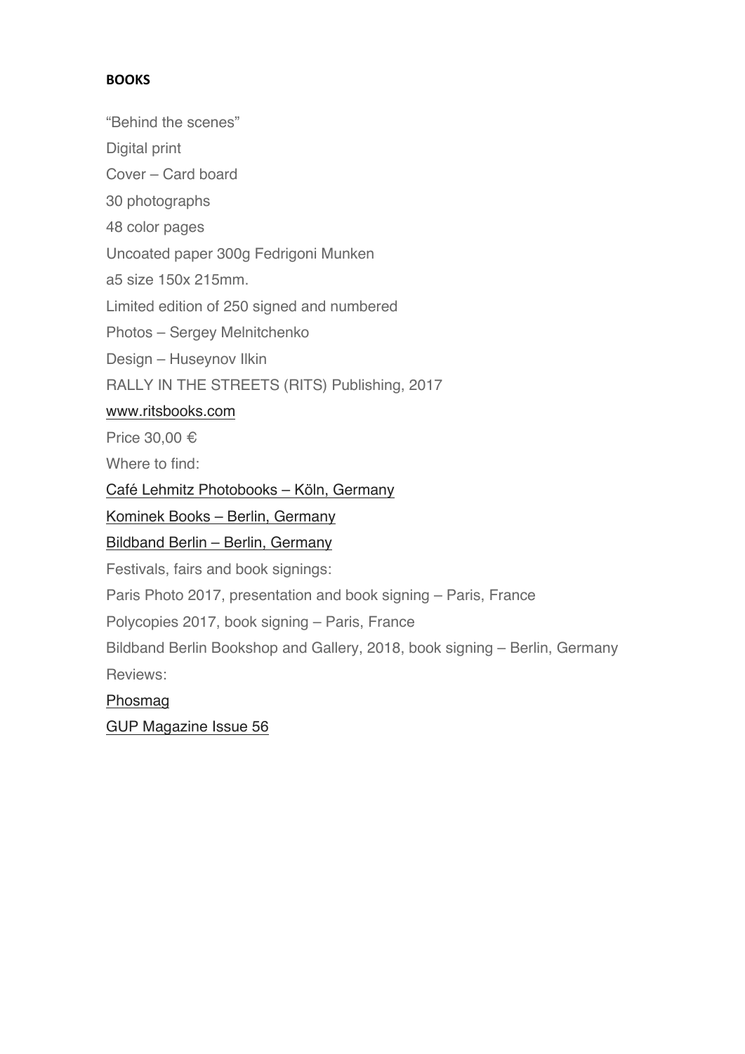**BOOKS**

“Behind the scenes”

Digital print

Cover – Card board

30 photographs

48 color pages

Uncoated paper 300g Fedrigoni Munken

a5 size 150x 215mm.

Limited edition of 250 signed and numbered

Photos – Sergey Melnitchenko

Design – Huseynov Ilkin

RALLY IN THE STREETS (RITS) Publishing, 2017

www.ritsbooks.com

Price 30,00 €

Where to find:

Café Lehmitz Photobooks – Köln, Germany

Kominek Books – Berlin, Germany

Bildband Berlin – Berlin, Germany

Festivals, fairs and book signings:

Paris Photo 2017, presentation and book signing – Paris, France

Polycopies 2017, book signing – Paris, France

Bildband Berlin Bookshop and Gallery, 2018, book signing – Berlin, Germany

Reviews:

Phosmag

GUP Magazine Issue 56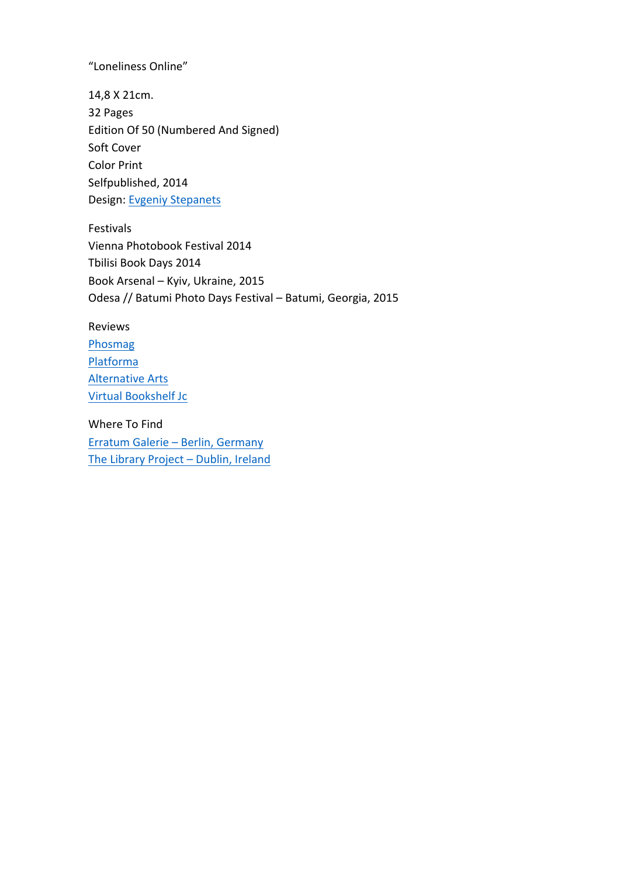"Loneliness Online"

14,8 X 21cm.
32 Pages
Edition Of 50 (Numbered And Signed)
Soft Cover
Color Print
Selfpublished, 2014
Design: Evgeniy Stepanets

Festivals
Vienna Photobook Festival 2014
Tbilisi Book Days 2014
Book Arsenal – Kyiv, Ukraine, 2015
Odesa // Batumi Photo Days Festival – Batumi, Georgia, 2015

Reviews
Phosmag
Platforma
Alternative Arts
Virtual Bookshelf Jc

Where To Find
Erratum Galerie – Berlin, Germany
The Library Project – Dublin, Ireland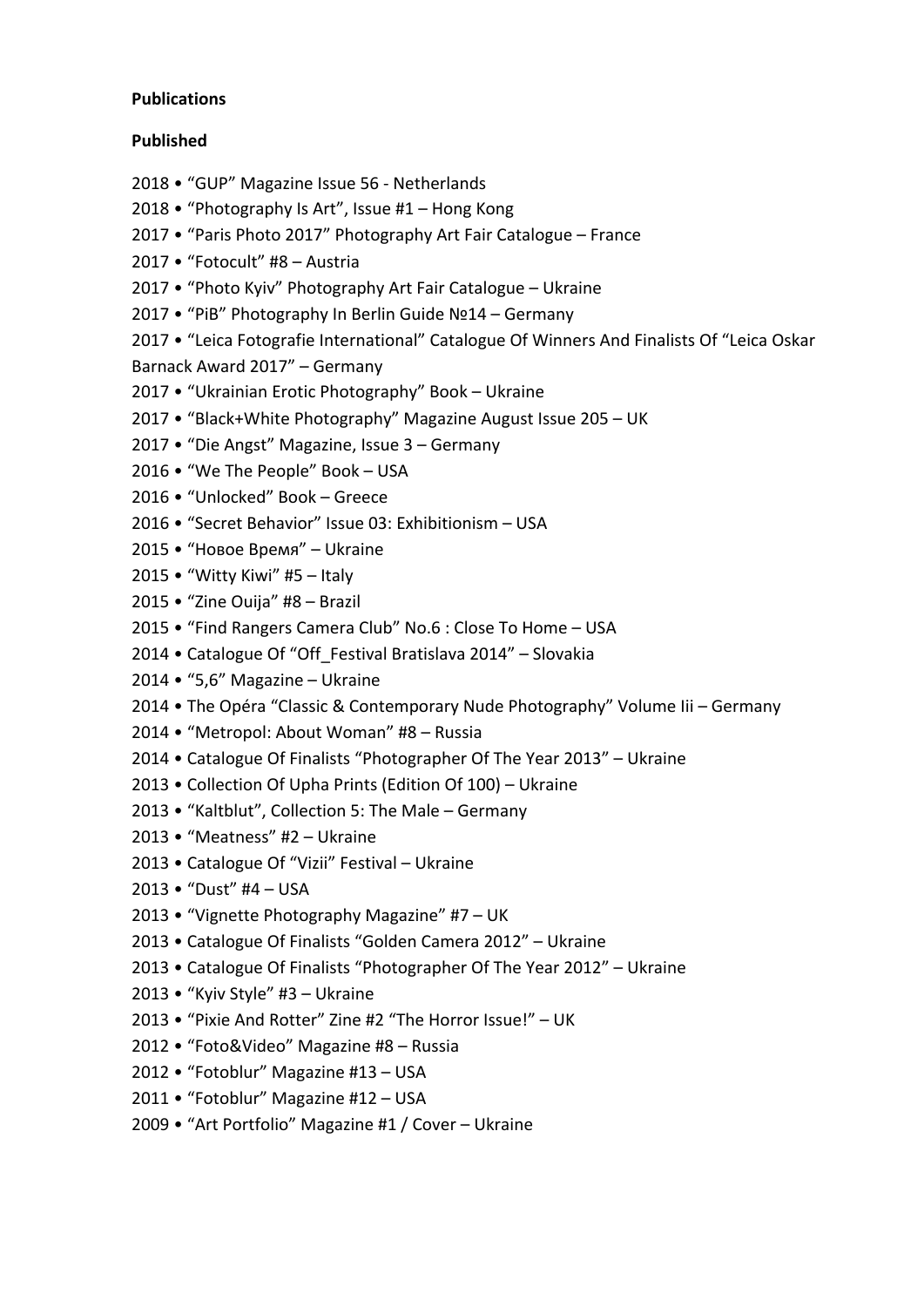**Publications**

**Published**

2018 • "GUP" Magazine Issue 56 - Netherlands  
2018 • "Photography Is Art", Issue #1 – Hong Kong  
2017 • "Paris Photo 2017" Photography Art Fair Catalogue – France  
2017 • "Fotocult" #8 – Austria  
2017 • "Photo Kyiv" Photography Art Fair Catalogue – Ukraine  
2017 • "PiB" Photography In Berlin Guide №14 – Germany  
2017 • "Leica Fotografie International" Catalogue Of Winners And Finalists Of "Leica Oskar Barnack Award 2017" – Germany  
2017 • "Ukrainian Erotic Photography" Book – Ukraine  
2017 • "Black+White Photography" Magazine August Issue 205 – UK  
2017 • "Die Angst" Magazine, Issue 3 – Germany  
2016 • "We The People" Book – USA  
2016 • "Unlocked" Book – Greece  
2016 • "Secret Behavior" Issue 03: Exhibitionism – USA  
2015 • "Новое Время" – Ukraine  
2015 • "Witty Kiwi" #5 – Italy  
2015 • "Zine Ouija" #8 – Brazil  
2015 • "Find Rangers Camera Club" No.6 : Close To Home – USA  
2014 • Catalogue Of "Off_Festival Bratislava 2014" – Slovakia  
2014 • "5,6" Magazine – Ukraine  
2014 • The Opéra "Classic & Contemporary Nude Photography" Volume Iii – Germany  
2014 • "Metropol: About Woman" #8 – Russia  
2014 • Catalogue Of Finalists "Photographer Of The Year 2013" – Ukraine  
2013 • Collection Of Upha Prints (Edition Of 100) – Ukraine  
2013 • "Kaltblut", Collection 5: The Male – Germany  
2013 • "Meatness" #2 – Ukraine  
2013 • Catalogue Of "Vizii" Festival – Ukraine  
2013 • "Dust" #4 – USA  
2013 • "Vignette Photography Magazine" #7 – UK  
2013 • Catalogue Of Finalists "Golden Camera 2012" – Ukraine  
2013 • Catalogue Of Finalists "Photographer Of The Year 2012" – Ukraine  
2013 • "Kyiv Style" #3 – Ukraine  
2013 • "Pixie And Rotter" Zine #2 "The Horror Issue!" – UK  
2012 • "Foto&Video" Magazine #8 – Russia  
2012 • "Fotoblur" Magazine #13 – USA  
2011 • "Fotoblur" Magazine #12 – USA  
2009 • "Art Portfolio" Magazine #1 / Cover – Ukraine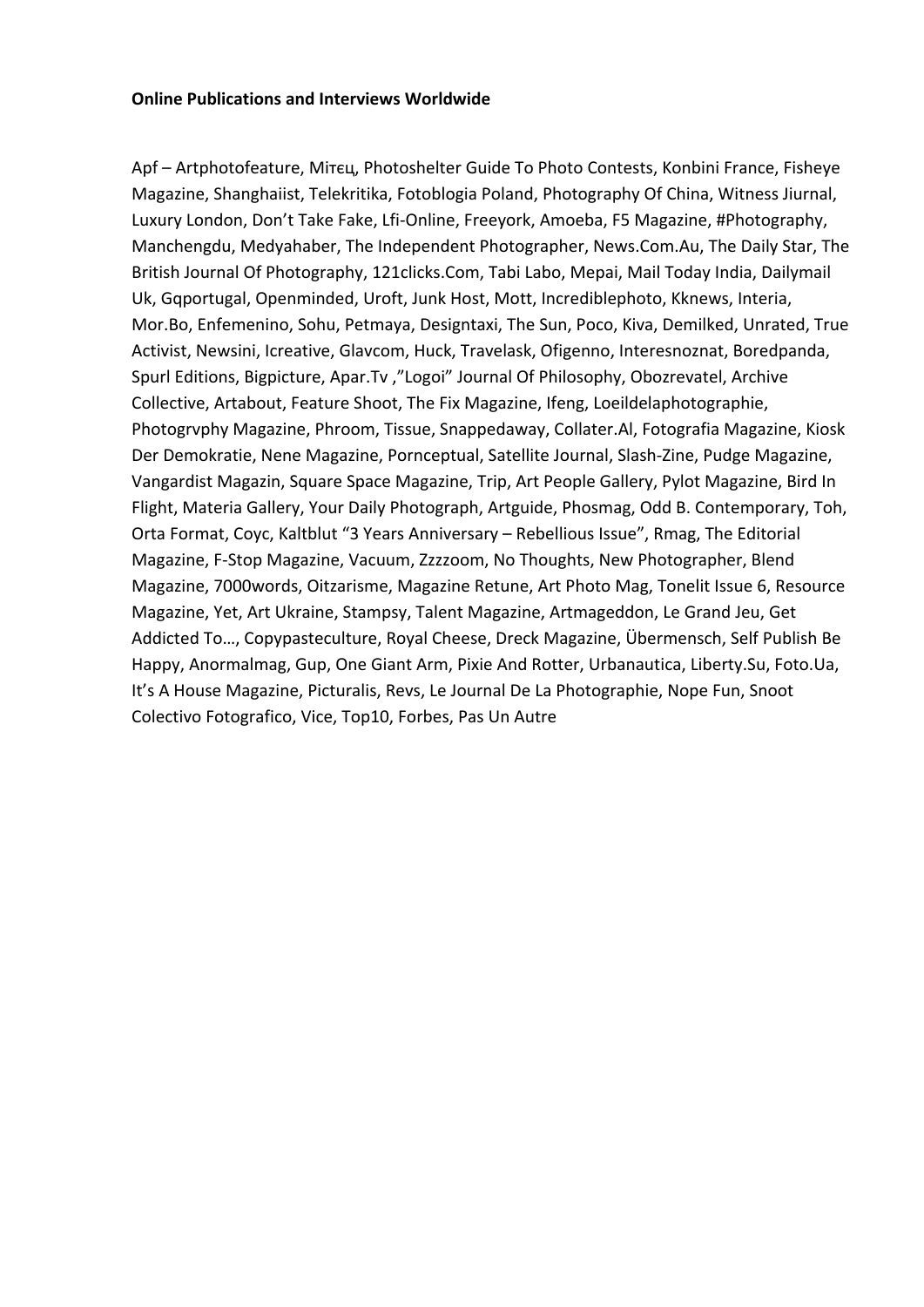**Online Publications and Interviews Worldwide**

Apf – Artphotofeature, Мітец, Photoshelter Guide To Photo Contests, Konbini France, Fisheye Magazine, Shanghaiist, Telekritika, Fotoblogia Poland, Photography Of China, Witness Jiurnal, Luxury London, Don't Take Fake, Lfi-Online, Freeyork, Amoeba, F5 Magazine, #Photography, Manchengdu, Medyahaber, The Independent Photographer, News.Com.Au, The Daily Star, The British Journal Of Photography, 121clicks.Com, Tabi Labo, Mepai, Mail Today India, Dailymail Uk, Gqportugal, Openminded, Uroft, Junk Host, Mott, Incrediblephoto, Kknews, Interia, Mor.Bo, Enfemenino, Sohu, Petmaya, Designtaxi, The Sun, Poco, Kiva, Demilked, Unrated, True Activist, Newsini, Icreative, Glavcom, Huck, Travelask, Ofigenno, Interesnoznat, Boredpanda, Spurl Editions, Bigpicture, Apar.Tv ,"Logoi" Journal Of Philosophy, Obozrevatel, Archive Collective, Artabout, Feature Shoot, The Fix Magazine, Ifeng, Loeildelaphotographie, Photogrvphy Magazine, Phroom, Tissue, Snappedaway, Collater.Al, Fotografia Magazine, Kiosk Der Demokratie, Nene Magazine, Pornceptual, Satellite Journal, Slash-Zine, Pudge Magazine, Vangardist Magazin, Square Space Magazine, Trip, Art People Gallery, Pylot Magazine, Bird In Flight, Materia Gallery, Your Daily Photograph, Artguide, Phosmag, Odd B. Contemporary, Toh, Orta Format, Coyc, Kaltblut "3 Years Anniversary – Rebellious Issue", Rmag, The Editorial Magazine, F-Stop Magazine, Vacuum, Zzzzoom, No Thoughts, New Photographer, Blend Magazine, 7000words, Oitzarisme, Magazine Retune, Art Photo Mag, Tonelit Issue 6, Resource Magazine, Yet, Art Ukraine, Stampsy, Talent Magazine, Artmageddon, Le Grand Jeu, Get Addicted To…, Copypasteculture, Royal Cheese, Dreck Magazine, Übermensch, Self Publish Be Happy, Anormalmag, Gup, One Giant Arm, Pixie And Rotter, Urbanautica, Liberty.Su, Foto.Ua, It's A House Magazine, Picturalis, Revs, Le Journal De La Photographie, Nope Fun, Snoot Colectivo Fotografico, Vice, Top10, Forbes, Pas Un Autre